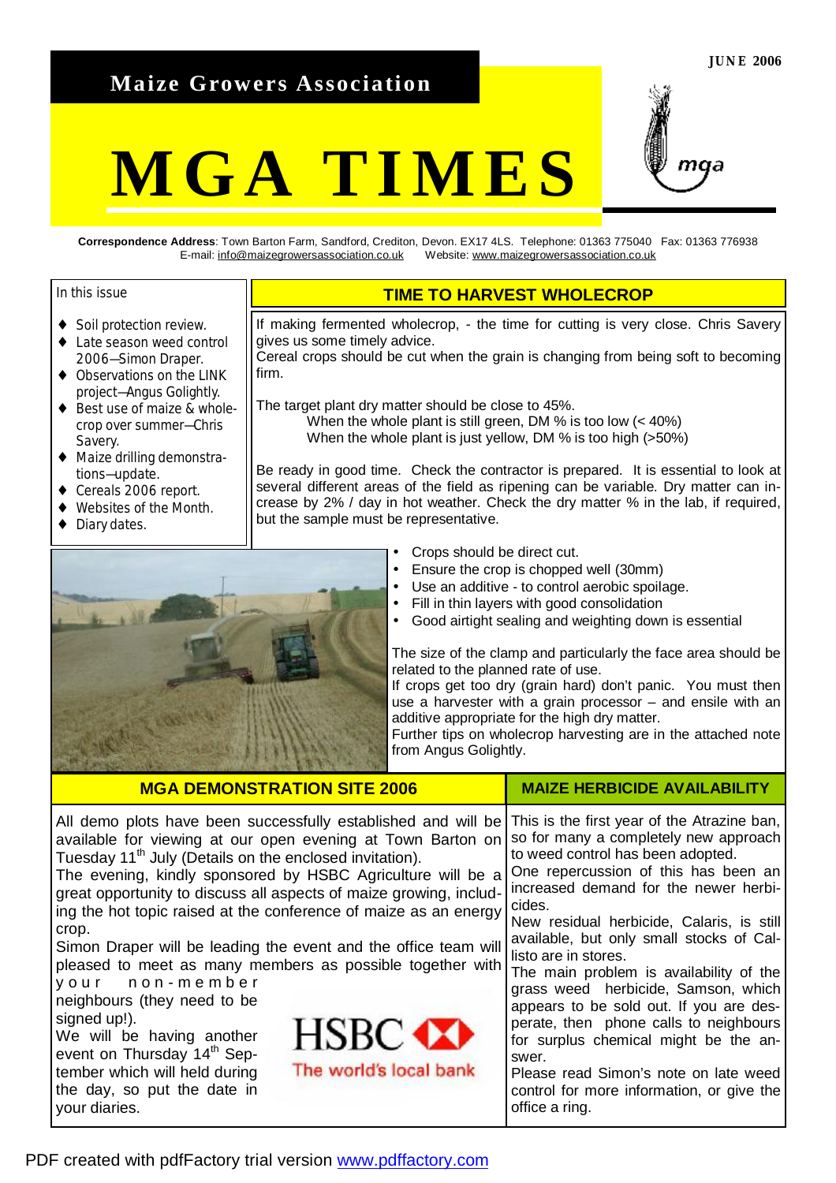JUNE 2006

# Maize Growers Association

# MGA TIMES

**Correspondence Address**: Town Barton Farm, Sandford, Crediton, Devon. EX17 4LS. Telephone: 01363 775040 Fax: 01363 776938
E-mail: info@maizegrowersassociation.co.uk Website: www.maizegrowersassociation.co.uk

In this issue

- Soil protection review.
- Late season weed control 2006—Simon Draper.
- Observations on the LINK project—Angus Golightly.
- Best use of maize & wholecrop over summer—Chris Savery.
- Maize drilling demonstrations—update.
- Cereals 2006 report.
- Websites of the Month.
- Diary dates.

## TIME TO HARVEST WHOLECROP

If making fermented wholecrop, - the time for cutting is very close. Chris Savery gives us some timely advice.
Cereal crops should be cut when the grain is changing from being soft to becoming firm.

The target plant dry matter should be close to 45%.
When the whole plant is still green, DM % is too low (< 40%)
When the whole plant is just yellow, DM % is too high (>50%)

Be ready in good time. Check the contractor is prepared. It is essential to look at several different areas of the field as ripening can be variable. Dry matter can increase by 2% / day in hot weather. Check the dry matter % in the lab, if required, but the sample must be representative.

- Crops should be direct cut.
- Ensure the crop is chopped well (30mm)
- Use an additive - to control aerobic spoilage.
- Fill in thin layers with good consolidation
- Good airtight sealing and weighting down is essential

The size of the clamp and particularly the face area should be related to the planned rate of use.
If crops get too dry (grain hard) don't panic. You must then use a harvester with a grain processor – and ensile with an additive appropriate for the high dry matter.
Further tips on wholecrop harvesting are in the attached note from Angus Golightly.

## MGA DEMONSTRATION SITE 2006

All demo plots have been successfully established and will be available for viewing at our open evening at Town Barton on Tuesday 11th July (Details on the enclosed invitation).
The evening, kindly sponsored by HSBC Agriculture will be a great opportunity to discuss all aspects of maize growing, including the hot topic raised at the conference of maize as an energy crop.
Simon Draper will be leading the event and the office team will pleased to meet as many members as possible together with your non-member neighbours (they need to be signed up!).
We will be having another event on Thursday 14th September which will held during the day, so put the date in your diaries.

HSBC The world's local bank

## MAIZE HERBICIDE AVAILABILITY

This is the first year of the Atrazine ban, so for many a completely new approach to weed control has been adopted.
One repercussion of this has been an increased demand for the newer herbicides.
New residual herbicide, Calaris, is still available, but only small stocks of Callisto are in stores.
The main problem is availability of the grass weed herbicide, Samson, which appears to be sold out. If you are desperate, then phone calls to neighbours for surplus chemical might be the answer.
Please read Simon's note on late weed control for more information, or give the office a ring.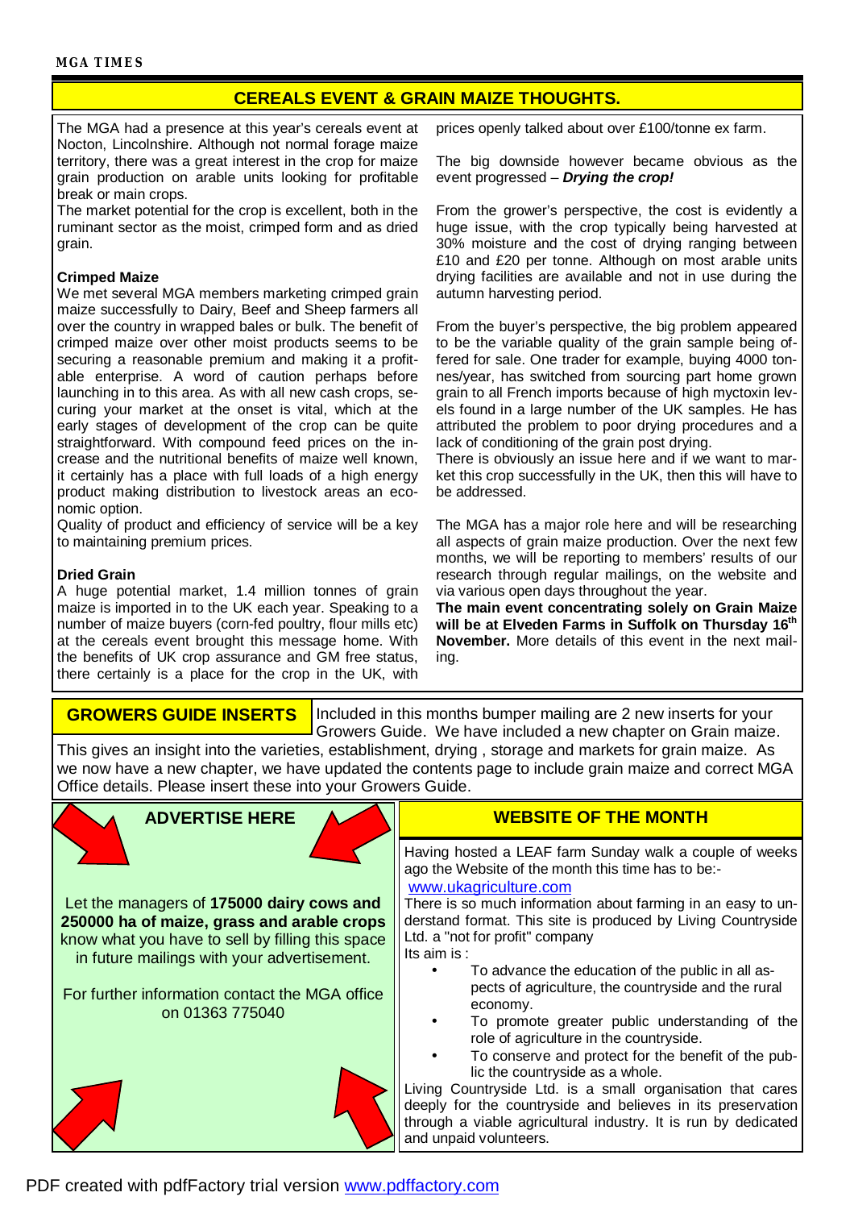## CEREALS EVENT & GRAIN MAIZE THOUGHTS.

The MGA had a presence at this year's cereals event at Nocton, Lincolnshire. Although not normal forage maize territory, there was a great interest in the crop for maize grain production on arable units looking for profitable break or main crops.

The market potential for the crop is excellent, both in the ruminant sector as the moist, crimped form and as dried grain.

**Crimped Maize**

We met several MGA members marketing crimped grain maize successfully to Dairy, Beef and Sheep farmers all over the country in wrapped bales or bulk. The benefit of crimped maize over other moist products seems to be securing a reasonable premium and making it a profitable enterprise. A word of caution perhaps before launching in to this area. As with all new cash crops, securing your market at the onset is vital, which at the early stages of development of the crop can be quite straightforward. With compound feed prices on the increase and the nutritional benefits of maize well known, it certainly has a place with full loads of a high energy product making distribution to livestock areas an economic option.

Quality of product and efficiency of service will be a key to maintaining premium prices.

**Dried Grain**

A huge potential market, 1.4 million tonnes of grain maize is imported in to the UK each year. Speaking to a number of maize buyers (corn-fed poultry, flour mills etc) at the cereals event brought this message home. With the benefits of UK crop assurance and GM free status, there certainly is a place for the crop in the UK, with prices openly talked about over £100/tonne ex farm.

The big downside however became obvious as the event progressed – ***Drying the crop!***

From the grower's perspective, the cost is evidently a huge issue, with the crop typically being harvested at 30% moisture and the cost of drying ranging between £10 and £20 per tonne. Although on most arable units drying facilities are available and not in use during the autumn harvesting period.

From the buyer's perspective, the big problem appeared to be the variable quality of the grain sample being offered for sale. One trader for example, buying 4000 tonnes/year, has switched from sourcing part home grown grain to all French imports because of high myctoxin levels found in a large number of the UK samples. He has attributed the problem to poor drying procedures and a lack of conditioning of the grain post drying.

There is obviously an issue here and if we want to market this crop successfully in the UK, then this will have to be addressed.

The MGA has a major role here and will be researching all aspects of grain maize production. Over the next few months, we will be reporting to members' results of our research through regular mailings, on the website and via various open days throughout the year.

**The main event concentrating solely on Grain Maize will be at Elveden Farms in Suffolk on Thursday 16th November.** More details of this event in the next mailing.

## GROWERS GUIDE INSERTS

Included in this months bumper mailing are 2 new inserts for your Growers Guide. We have included a new chapter on Grain maize. This gives an insight into the varieties, establishment, drying , storage and markets for grain maize. As we now have a new chapter, we have updated the contents page to include grain maize and correct MGA Office details. Please insert these into your Growers Guide.

## ADVERTISE HERE

Let the managers of **175000 dairy cows and 250000 ha of maize, grass and arable crops** know what you have to sell by filling this space in future mailings with your advertisement.

For further information contact the MGA office on 01363 775040

## WEBSITE OF THE MONTH

Having hosted a LEAF farm Sunday walk a couple of weeks ago the Website of the month this time has to be:-
www.ukagriculture.com

There is so much information about farming in an easy to understand format. This site is produced by Living Countryside Ltd. a "not for profit" company

Its aim is :

- To advance the education of the public in all aspects of agriculture, the countryside and the rural economy.
- To promote greater public understanding of the role of agriculture in the countryside.
- To conserve and protect for the benefit of the public the countryside as a whole.

Living Countryside Ltd. is a small organisation that cares deeply for the countryside and believes in its preservation through a viable agricultural industry. It is run by dedicated and unpaid volunteers.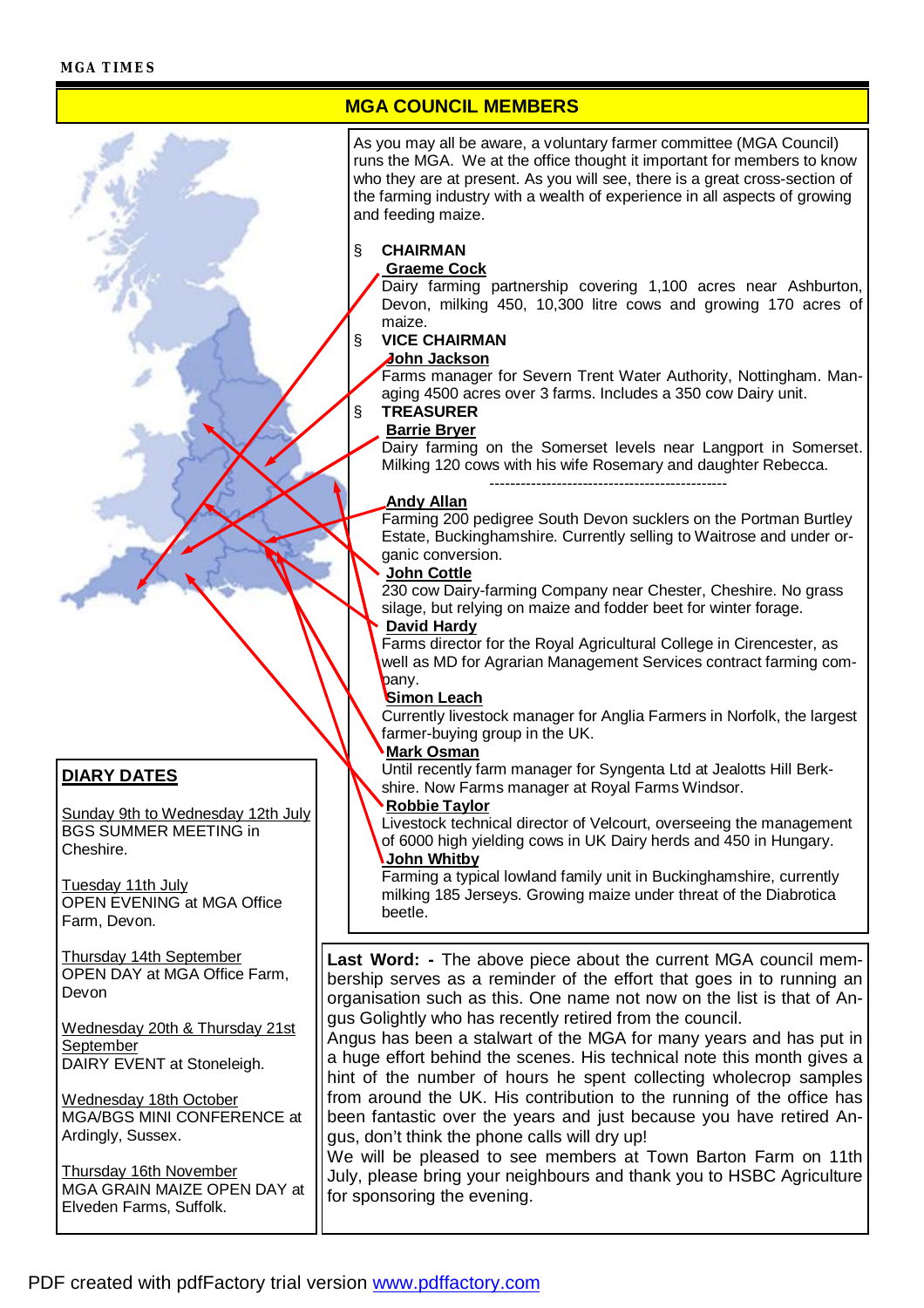## MGA COUNCIL MEMBERS

As you may all be aware, a voluntary farmer committee (MGA Council) runs the MGA. We at the office thought it important for members to know who they are at present. As you will see, there is a great cross-section of the farming industry with a wealth of experience in all aspects of growing and feeding maize.

§ **CHAIRMAN**

**Graeme Cock**
Dairy farming partnership covering 1,100 acres near Ashburton, Devon, milking 450, 10,300 litre cows and growing 170 acres of maize.

§ **VICE CHAIRMAN**

**John Jackson**
Farms manager for Severn Trent Water Authority, Nottingham. Managing 4500 acres over 3 farms. Includes a 350 cow Dairy unit.

§ **TREASURER**

**Barrie Bryer**
Dairy farming on the Somerset levels near Langport in Somerset. Milking 120 cows with his wife Rosemary and daughter Rebecca.

----------------------------------------------

**Andy Allan**
Farming 200 pedigree South Devon sucklers on the Portman Burtley Estate, Buckinghamshire. Currently selling to Waitrose and under organic conversion.

**John Cottle**
230 cow Dairy-farming Company near Chester, Cheshire. No grass silage, but relying on maize and fodder beet for winter forage.

**David Hardy**
Farms director for the Royal Agricultural College in Cirencester, as well as MD for Agrarian Management Services contract farming company.

**Simon Leach**
Currently livestock manager for Anglia Farmers in Norfolk, the largest farmer-buying group in the UK.

**Mark Osman**
Until recently farm manager for Syngenta Ltd at Jealotts Hill Berkshire. Now Farms manager at Royal Farms Windsor.

**Robbie Taylor**
Livestock technical director of Velcourt, overseeing the management of 6000 high yielding cows in UK Dairy herds and 450 in Hungary.

**John Whitby**
Farming a typical lowland family unit in Buckinghamshire, currently milking 185 Jerseys. Growing maize under threat of the Diabrotica beetle.

**Last Word: -** The above piece about the current MGA council membership serves as a reminder of the effort that goes in to running an organisation such as this. One name not now on the list is that of Angus Golightly who has recently retired from the council.
Angus has been a stalwart of the MGA for many years and has put in a huge effort behind the scenes. His technical note this month gives a hint of the number of hours he spent collecting wholecrop samples from around the UK. His contribution to the running of the office has been fantastic over the years and just because you have retired Angus, don't think the phone calls will dry up!
We will be pleased to see members at Town Barton Farm on 11th July, please bring your neighbours and thank you to HSBC Agriculture for sponsoring the evening.

## DIARY DATES

Sunday 9th to Wednesday 12th July
BGS SUMMER MEETING in Cheshire.

Tuesday 11th July
OPEN EVENING at MGA Office Farm, Devon.

Thursday 14th September
OPEN DAY at MGA Office Farm, Devon

Wednesday 20th & Thursday 21st September
DAIRY EVENT at Stoneleigh.

Wednesday 18th October
MGA/BGS MINI CONFERENCE at Ardingly, Sussex.

Thursday 16th November
MGA GRAIN MAIZE OPEN DAY at Elveden Farms, Suffolk.